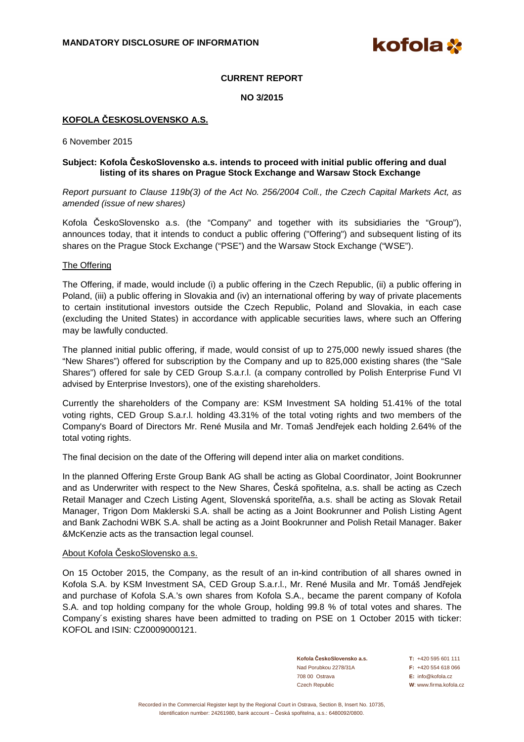**MANDATORY DISCLOSURE OF INFORMATION**

**CURRENT REPORT**

**NO 3/2015**

**KOFOLA ČESKOSLOVENSKO A.S.**

6 November 2015

**Subject: Kofola ČeskoSlovensko a.s. intends to proceed with initial public offering and dual listing of its shares on Prague Stock Exchange and Warsaw Stock Exchange**

*Report pursuant to Clause 119b(3) of the Act No. 256/2004 Coll., the Czech Capital Markets Act, as amended (issue of new shares)*

Kofola ČeskoSlovensko a.s. (the "Company" and together with its subsidiaries the "Group"), announces today, that it intends to conduct a public offering ("Offering") and subsequent listing of its shares on the Prague Stock Exchange ("PSE") and the Warsaw Stock Exchange ("WSE").

The Offering

The Offering, if made, would include (i) a public offering in the Czech Republic, (ii) a public offering in Poland, (iii) a public offering in Slovakia and (iv) an international offering by way of private placements to certain institutional investors outside the Czech Republic, Poland and Slovakia, in each case (excluding the United States) in accordance with applicable securities laws, where such an Offering may be lawfully conducted.

The planned initial public offering, if made, would consist of up to 275,000 newly issued shares (the "New Shares") offered for subscription by the Company and up to 825,000 existing shares (the "Sale Shares") offered for sale by CED Group S.a.r.l. (a company controlled by Polish Enterprise Fund VI advised by Enterprise Investors), one of the existing shareholders.

Currently the shareholders of the Company are: KSM Investment SA holding 51.41% of the total voting rights, CED Group S.a.r.l. holding 43.31% of the total voting rights and two members of the Company's Board of Directors Mr. René Musila and Mr. Tomaš Jendřejek each holding 2.64% of the total voting rights.

The final decision on the date of the Offering will depend inter alia on market conditions.

In the planned Offering Erste Group Bank AG shall be acting as Global Coordinator, Joint Bookrunner and as Underwriter with respect to the New Shares, Česká spořitelna, a.s. shall be acting as Czech Retail Manager and Czech Listing Agent, Slovenská sporiteľňa, a.s. shall be acting as Slovak Retail Manager, Trigon Dom Maklerski S.A. shall be acting as a Joint Bookrunner and Polish Listing Agent and Bank Zachodni WBK S.A. shall be acting as a Joint Bookrunner and Polish Retail Manager. Baker &McKenzie acts as the transaction legal counsel.

About Kofola ČeskoSlovensko a.s.

On 15 October 2015, the Company, as the result of an in-kind contribution of all shares owned in Kofola S.A. by KSM Investment SA, CED Group S.a.r.l., Mr. René Musila and Mr. Tomáš Jendřejek and purchase of Kofola S.A.'s own shares from Kofola S.A., became the parent company of Kofola S.A. and top holding company for the whole Group, holding 99.8 % of total votes and shares. The Company´s existing shares have been admitted to trading on PSE on 1 October 2015 with ticker: KOFOL and ISIN: CZ0009000121.

**Kofola ČeskoSlovensko a.s.**
Nad Porubkou 2278/31A
708 00 Ostrava
Czech Republic

**T:** +420 595 601 111
**F:** +420 554 618 066
**E:** info@kofola.cz
**W**: www.firma.kofola.cz

Recorded in the Commercial Register kept by the Regional Court in Ostrava, Section B, Insert No. 10735, Identification number: 24261980, bank account – Česká spořitelna, a.s.: 6480092/0800.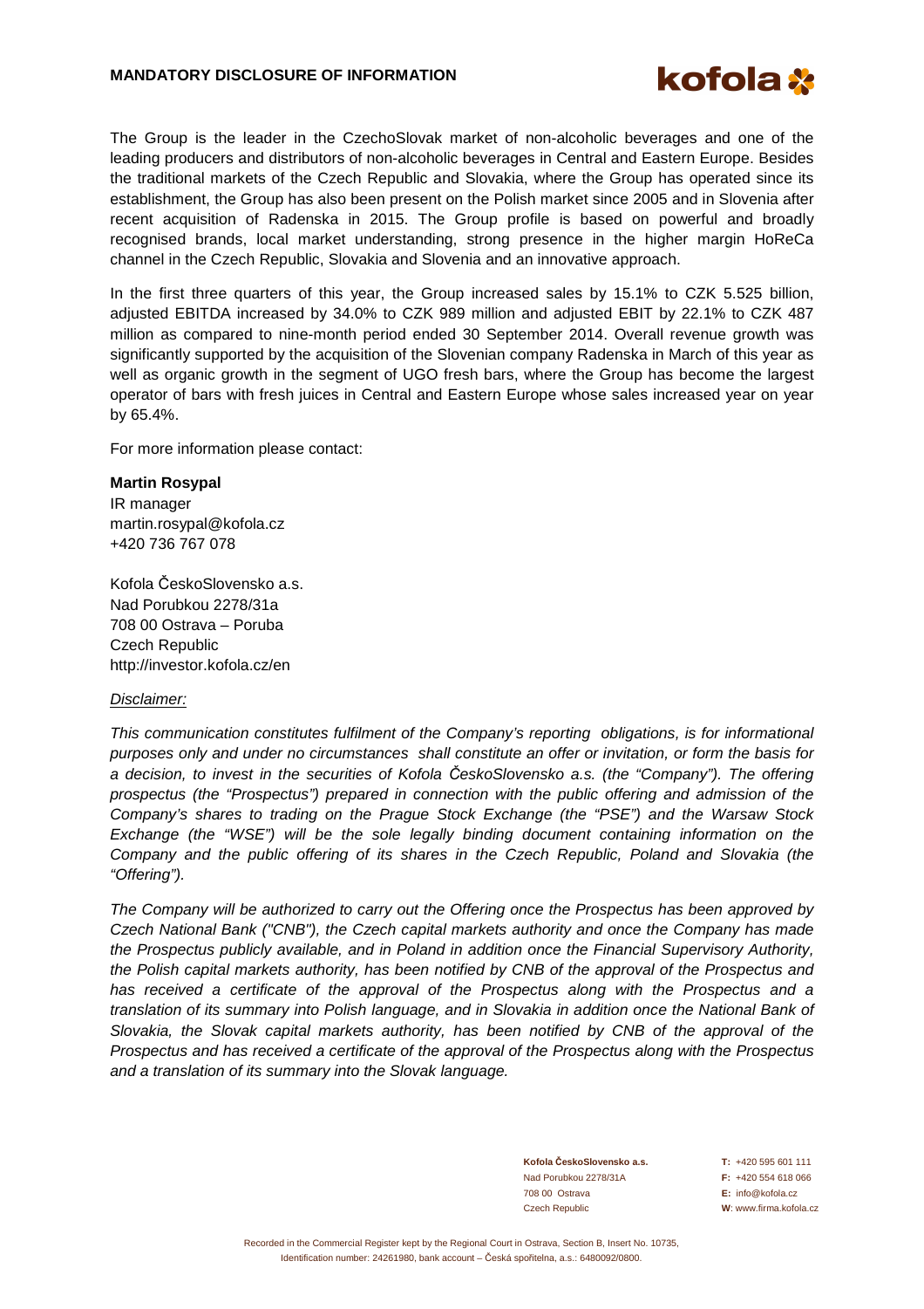The Group is the leader in the CzechoSlovak market of non-alcoholic beverages and one of the leading producers and distributors of non-alcoholic beverages in Central and Eastern Europe. Besides the traditional markets of the Czech Republic and Slovakia, where the Group has operated since its establishment, the Group has also been present on the Polish market since 2005 and in Slovenia after recent acquisition of Radenska in 2015. The Group profile is based on powerful and broadly recognised brands, local market understanding, strong presence in the higher margin HoReCa channel in the Czech Republic, Slovakia and Slovenia and an innovative approach.

In the first three quarters of this year, the Group increased sales by 15.1% to CZK 5.525 billion, adjusted EBITDA increased by 34.0% to CZK 989 million and adjusted EBIT by 22.1% to CZK 487 million as compared to nine-month period ended 30 September 2014. Overall revenue growth was significantly supported by the acquisition of the Slovenian company Radenska in March of this year as well as organic growth in the segment of UGO fresh bars, where the Group has become the largest operator of bars with fresh juices in Central and Eastern Europe whose sales increased year on year by 65.4%.

For more information please contact:

**Martin Rosypal**
IR manager
martin.rosypal@kofola.cz
+420 736 767 078

Kofola ČeskoSlovensko a.s.
Nad Porubkou 2278/31a
708 00 Ostrava – Poruba
Czech Republic
http://investor.kofola.cz/en

*Disclaimer:*

*This communication constitutes fulfilment of the Company's reporting obligations, is for informational purposes only and under no circumstances shall constitute an offer or invitation, or form the basis for a decision, to invest in the securities of Kofola ČeskoSlovensko a.s. (the "Company"). The offering prospectus (the "Prospectus") prepared in connection with the public offering and admission of the Company's shares to trading on the Prague Stock Exchange (the "PSE") and the Warsaw Stock Exchange (the "WSE") will be the sole legally binding document containing information on the Company and the public offering of its shares in the Czech Republic, Poland and Slovakia (the "Offering").*

*The Company will be authorized to carry out the Offering once the Prospectus has been approved by Czech National Bank ("CNB"), the Czech capital markets authority and once the Company has made the Prospectus publicly available, and in Poland in addition once the Financial Supervisory Authority, the Polish capital markets authority, has been notified by CNB of the approval of the Prospectus and has received a certificate of the approval of the Prospectus along with the Prospectus and a translation of its summary into Polish language, and in Slovakia in addition once the National Bank of Slovakia, the Slovak capital markets authority, has been notified by CNB of the approval of the Prospectus and has received a certificate of the approval of the Prospectus along with the Prospectus and a translation of its summary into the Slovak language.*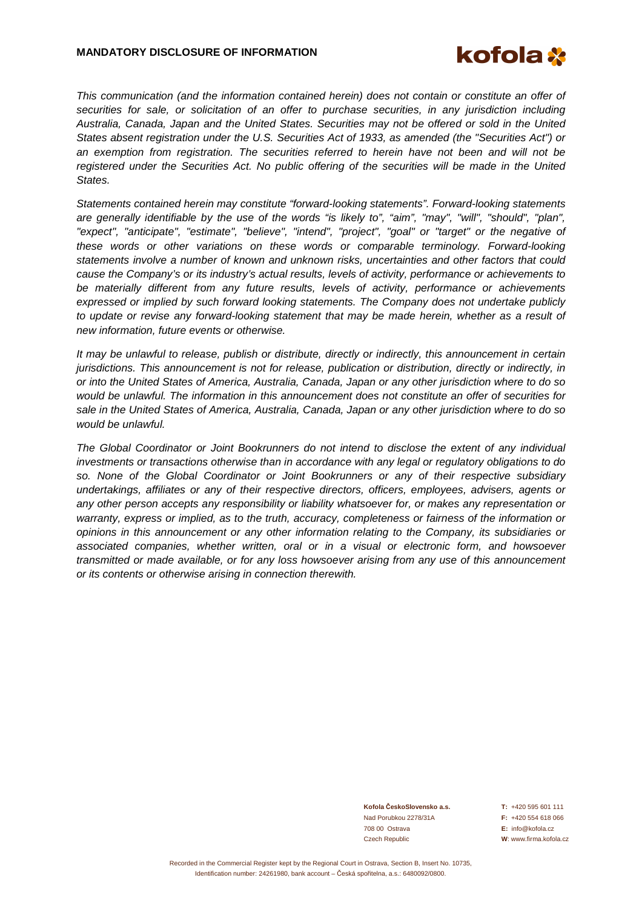*This communication (and the information contained herein) does not contain or constitute an offer of securities for sale, or solicitation of an offer to purchase securities, in any jurisdiction including Australia, Canada, Japan and the United States. Securities may not be offered or sold in the United States absent registration under the U.S. Securities Act of 1933, as amended (the "Securities Act") or an exemption from registration. The securities referred to herein have not been and will not be registered under the Securities Act. No public offering of the securities will be made in the United States.*

*Statements contained herein may constitute "forward-looking statements". Forward-looking statements are generally identifiable by the use of the words "is likely to", "aim", "may", "will", "should", "plan", "expect", "anticipate", "estimate", "believe", "intend", "project", "goal" or "target" or the negative of these words or other variations on these words or comparable terminology. Forward-looking statements involve a number of known and unknown risks, uncertainties and other factors that could cause the Company's or its industry's actual results, levels of activity, performance or achievements to be materially different from any future results, levels of activity, performance or achievements expressed or implied by such forward looking statements. The Company does not undertake publicly to update or revise any forward-looking statement that may be made herein, whether as a result of new information, future events or otherwise.*

*It may be unlawful to release, publish or distribute, directly or indirectly, this announcement in certain jurisdictions. This announcement is not for release, publication or distribution, directly or indirectly, in or into the United States of America, Australia, Canada, Japan or any other jurisdiction where to do so would be unlawful. The information in this announcement does not constitute an offer of securities for sale in the United States of America, Australia, Canada, Japan or any other jurisdiction where to do so would be unlawful.*

*The Global Coordinator or Joint Bookrunners do not intend to disclose the extent of any individual investments or transactions otherwise than in accordance with any legal or regulatory obligations to do so. None of the Global Coordinator or Joint Bookrunners or any of their respective subsidiary undertakings, affiliates or any of their respective directors, officers, employees, advisers, agents or any other person accepts any responsibility or liability whatsoever for, or makes any representation or warranty, express or implied, as to the truth, accuracy, completeness or fairness of the information or opinions in this announcement or any other information relating to the Company, its subsidiaries or associated companies, whether written, oral or in a visual or electronic form, and howsoever transmitted or made available, or for any loss howsoever arising from any use of this announcement or its contents or otherwise arising in connection therewith.*